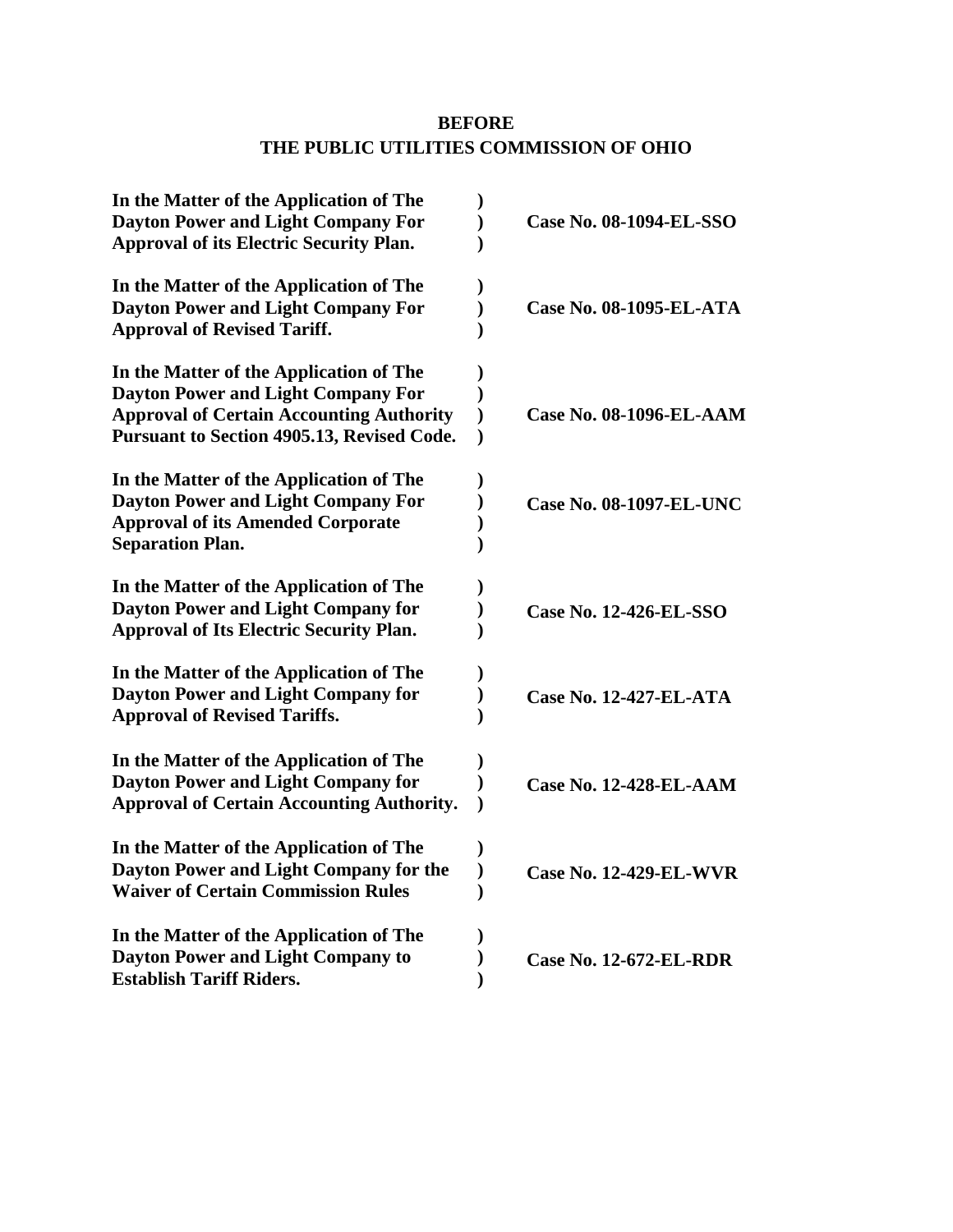**BEFORE**
**THE PUBLIC UTILITIES COMMISSION OF OHIO**

| | | |
|---|---|---|
| **In the Matter of the Application of The Dayton Power and Light Company For Approval of its Electric Security Plan.** | **)** **)** **)** | **Case No. 08-1094-EL-SSO** |
| **In the Matter of the Application of The Dayton Power and Light Company For Approval of Revised Tariff.** | **)** **)** **)** | **Case No. 08-1095-EL-ATA** |
| **In the Matter of the Application of The Dayton Power and Light Company For Approval of Certain Accounting Authority Pursuant to Section 4905.13, Revised Code.** | **)** **)** **)** **)** | **Case No. 08-1096-EL-AAM** |
| **In the Matter of the Application of The Dayton Power and Light Company For Approval of its Amended Corporate Separation Plan.** | **)** **)** **)** **)** | **Case No. 08-1097-EL-UNC** |
| **In the Matter of the Application of The Dayton Power and Light Company for Approval of Its Electric Security Plan.** | **)** **)** **)** | **Case No. 12-426-EL-SSO** |
| **In the Matter of the Application of The Dayton Power and Light Company for Approval of Revised Tariffs.** | **)** **)** **)** | **Case No. 12-427-EL-ATA** |
| **In the Matter of the Application of The Dayton Power and Light Company for Approval of Certain Accounting Authority.** | **)** **)** **)** | **Case No. 12-428-EL-AAM** |
| **In the Matter of the Application of The Dayton Power and Light Company for the Waiver of Certain Commission Rules** | **)** **)** **)** | **Case No. 12-429-EL-WVR** |
| **In the Matter of the Application of The Dayton Power and Light Company to Establish Tariff Riders.** | **)** **)** **)** | **Case No. 12-672-EL-RDR** |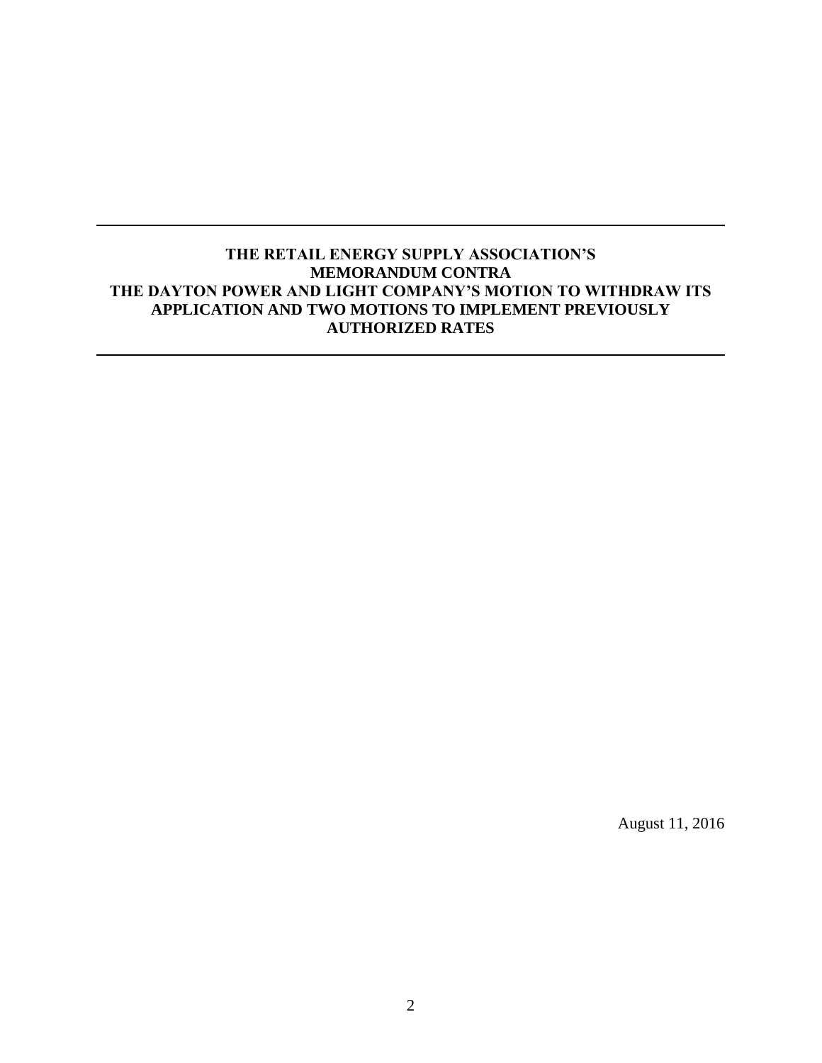---

**THE RETAIL ENERGY SUPPLY ASSOCIATION'S MEMORANDUM CONTRA THE DAYTON POWER AND LIGHT COMPANY'S MOTION TO WITHDRAW ITS APPLICATION AND TWO MOTIONS TO IMPLEMENT PREVIOUSLY AUTHORIZED RATES**

---

August 11, 2016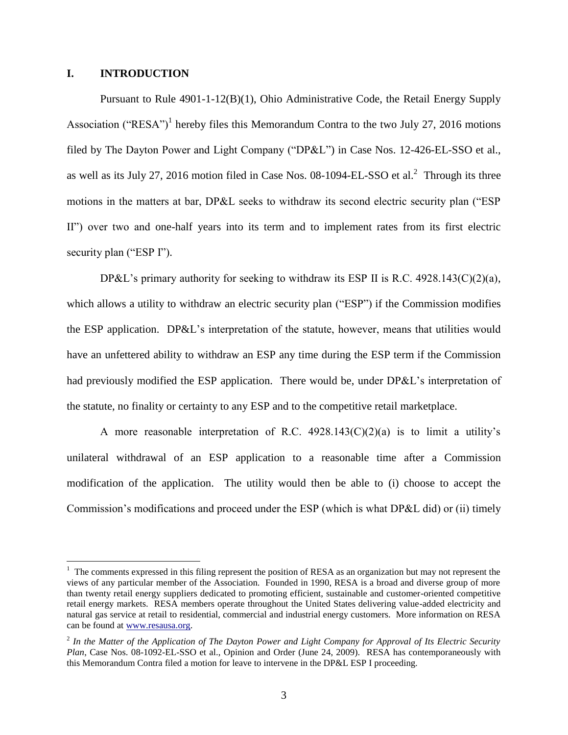## I. INTRODUCTION

Pursuant to Rule 4901-1-12(B)(1), Ohio Administrative Code, the Retail Energy Supply Association ("RESA")[1] hereby files this Memorandum Contra to the two July 27, 2016 motions filed by The Dayton Power and Light Company ("DP&L") in Case Nos. 12-426-EL-SSO et al., as well as its July 27, 2016 motion filed in Case Nos. 08-1094-EL-SSO et al.[2] Through its three motions in the matters at bar, DP&L seeks to withdraw its second electric security plan ("ESP II") over two and one-half years into its term and to implement rates from its first electric security plan ("ESP I").

DP&L's primary authority for seeking to withdraw its ESP II is R.C. 4928.143(C)(2)(a), which allows a utility to withdraw an electric security plan ("ESP") if the Commission modifies the ESP application. DP&L's interpretation of the statute, however, means that utilities would have an unfettered ability to withdraw an ESP any time during the ESP term if the Commission had previously modified the ESP application. There would be, under DP&L's interpretation of the statute, no finality or certainty to any ESP and to the competitive retail marketplace.

A more reasonable interpretation of R.C. 4928.143(C)(2)(a) is to limit a utility's unilateral withdrawal of an ESP application to a reasonable time after a Commission modification of the application. The utility would then be able to (i) choose to accept the Commission's modifications and proceed under the ESP (which is what DP&L did) or (ii) timely

---

[1] The comments expressed in this filing represent the position of RESA as an organization but may not represent the views of any particular member of the Association. Founded in 1990, RESA is a broad and diverse group of more than twenty retail energy suppliers dedicated to promoting efficient, sustainable and customer-oriented competitive retail energy markets. RESA members operate throughout the United States delivering value-added electricity and natural gas service at retail to residential, commercial and industrial energy customers. More information on RESA can be found at www.resausa.org.

[2] *In the Matter of the Application of The Dayton Power and Light Company for Approval of Its Electric Security Plan*, Case Nos. 08-1092-EL-SSO et al., Opinion and Order (June 24, 2009). RESA has contemporaneously with this Memorandum Contra filed a motion for leave to intervene in the DP&L ESP I proceeding.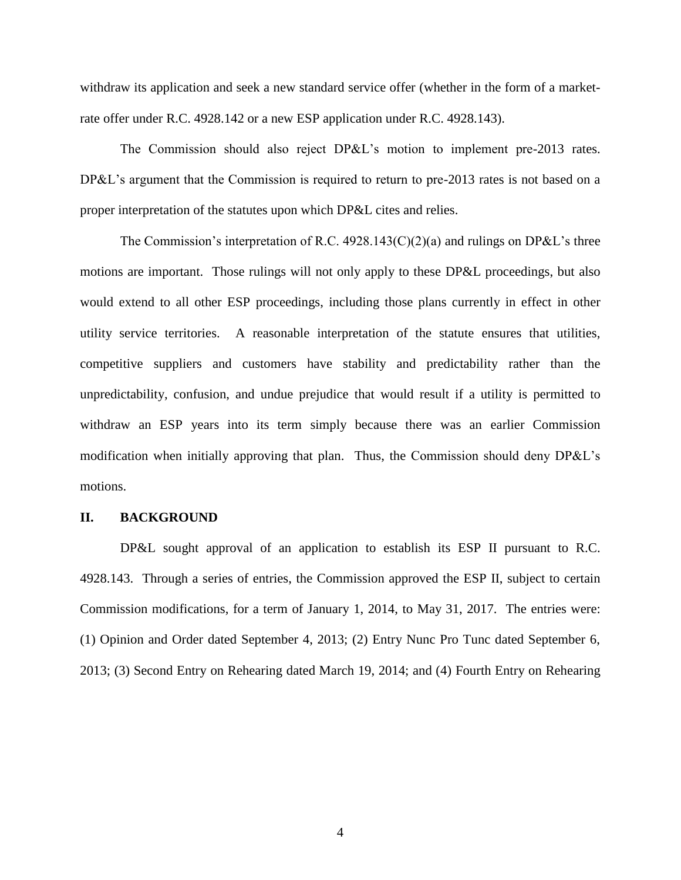withdraw its application and seek a new standard service offer (whether in the form of a market-rate offer under R.C. 4928.142 or a new ESP application under R.C. 4928.143).

The Commission should also reject DP&L's motion to implement pre-2013 rates. DP&L's argument that the Commission is required to return to pre-2013 rates is not based on a proper interpretation of the statutes upon which DP&L cites and relies.

The Commission's interpretation of R.C. 4928.143(C)(2)(a) and rulings on DP&L's three motions are important. Those rulings will not only apply to these DP&L proceedings, but also would extend to all other ESP proceedings, including those plans currently in effect in other utility service territories. A reasonable interpretation of the statute ensures that utilities, competitive suppliers and customers have stability and predictability rather than the unpredictability, confusion, and undue prejudice that would result if a utility is permitted to withdraw an ESP years into its term simply because there was an earlier Commission modification when initially approving that plan. Thus, the Commission should deny DP&L's motions.

## II. BACKGROUND

DP&L sought approval of an application to establish its ESP II pursuant to R.C. 4928.143. Through a series of entries, the Commission approved the ESP II, subject to certain Commission modifications, for a term of January 1, 2014, to May 31, 2017. The entries were: (1) Opinion and Order dated September 4, 2013; (2) Entry Nunc Pro Tunc dated September 6, 2013; (3) Second Entry on Rehearing dated March 19, 2014; and (4) Fourth Entry on Rehearing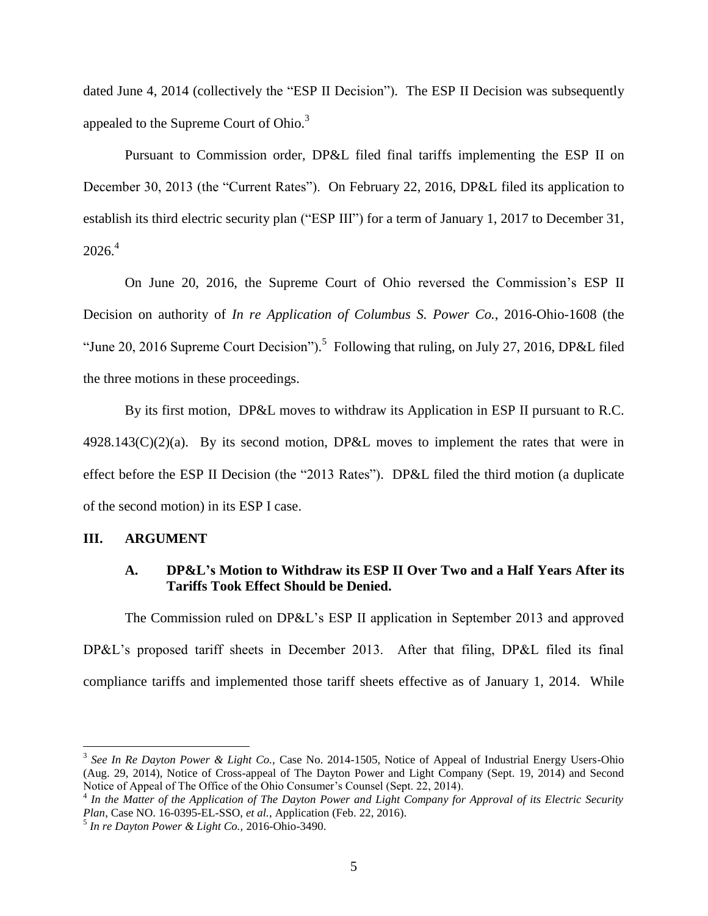dated June 4, 2014 (collectively the "ESP II Decision"). The ESP II Decision was subsequently appealed to the Supreme Court of Ohio.[3]

Pursuant to Commission order, DP&L filed final tariffs implementing the ESP II on December 30, 2013 (the "Current Rates"). On February 22, 2016, DP&L filed its application to establish its third electric security plan ("ESP III") for a term of January 1, 2017 to December 31, 2026.[4]

On June 20, 2016, the Supreme Court of Ohio reversed the Commission's ESP II Decision on authority of *In re Application of Columbus S. Power Co.*, 2016-Ohio-1608 (the "June 20, 2016 Supreme Court Decision").[5] Following that ruling, on July 27, 2016, DP&L filed the three motions in these proceedings.

By its first motion, DP&L moves to withdraw its Application in ESP II pursuant to R.C. 4928.143(C)(2)(a). By its second motion, DP&L moves to implement the rates that were in effect before the ESP II Decision (the "2013 Rates"). DP&L filed the third motion (a duplicate of the second motion) in its ESP I case.

## III. ARGUMENT

### A. DP&L's Motion to Withdraw its ESP II Over Two and a Half Years After its Tariffs Took Effect Should be Denied.

The Commission ruled on DP&L's ESP II application in September 2013 and approved DP&L's proposed tariff sheets in December 2013. After that filing, DP&L filed its final compliance tariffs and implemented those tariff sheets effective as of January 1, 2014. While

---

[3] *See In Re Dayton Power & Light Co.,* Case No. 2014-1505, Notice of Appeal of Industrial Energy Users-Ohio (Aug. 29, 2014), Notice of Cross-appeal of The Dayton Power and Light Company (Sept. 19, 2014) and Second Notice of Appeal of The Office of the Ohio Consumer's Counsel (Sept. 22, 2014).

[4] *In the Matter of the Application of The Dayton Power and Light Company for Approval of its Electric Security Plan,* Case NO. 16-0395-EL-SSO, *et al.,* Application (Feb. 22, 2016).

[5] *In re Dayton Power & Light Co.,* 2016-Ohio-3490.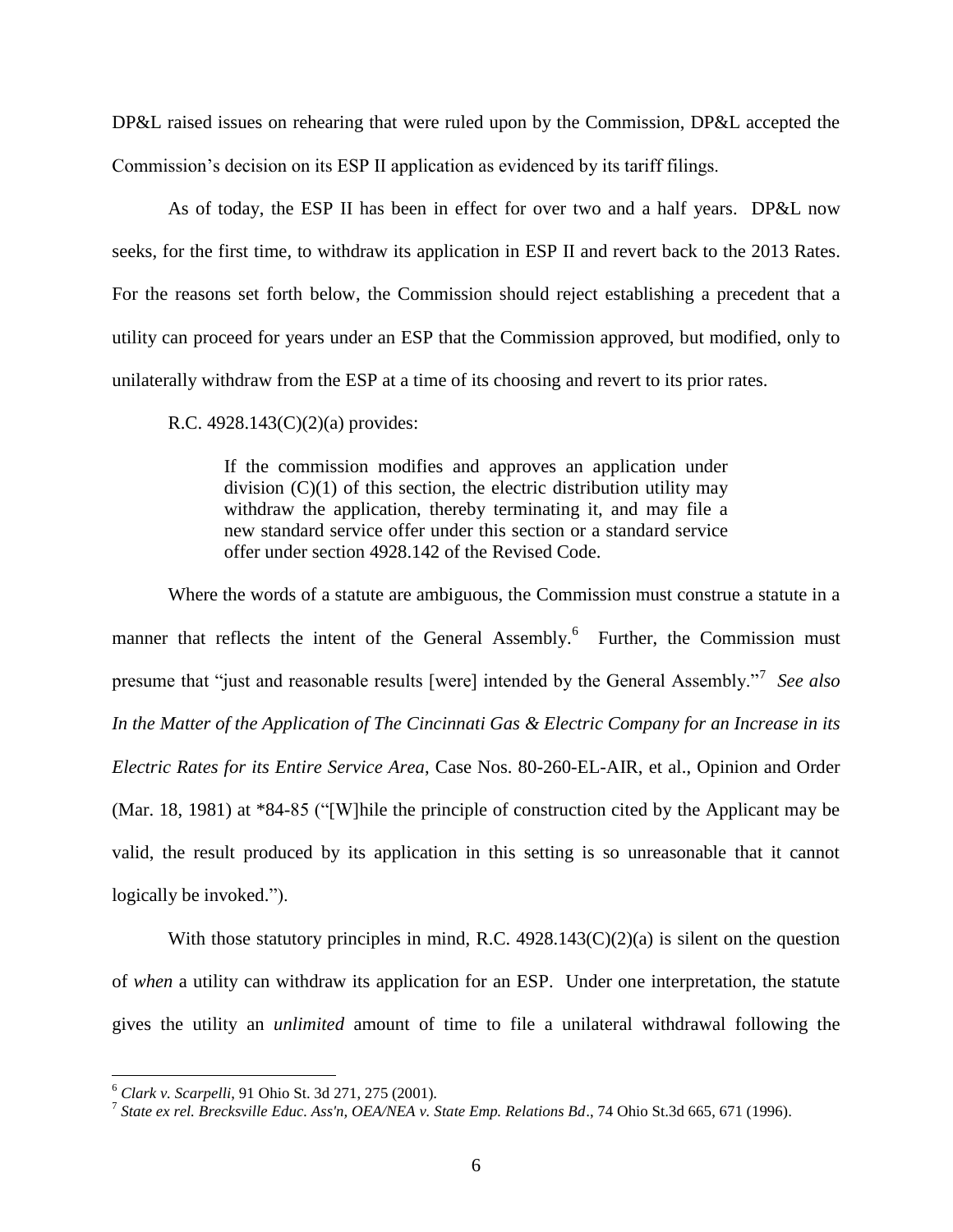DP&L raised issues on rehearing that were ruled upon by the Commission, DP&L accepted the Commission's decision on its ESP II application as evidenced by its tariff filings.

As of today, the ESP II has been in effect for over two and a half years. DP&L now seeks, for the first time, to withdraw its application in ESP II and revert back to the 2013 Rates. For the reasons set forth below, the Commission should reject establishing a precedent that a utility can proceed for years under an ESP that the Commission approved, but modified, only to unilaterally withdraw from the ESP at a time of its choosing and revert to its prior rates.

R.C. 4928.143(C)(2)(a) provides:

> If the commission modifies and approves an application under division (C)(1) of this section, the electric distribution utility may withdraw the application, thereby terminating it, and may file a new standard service offer under this section or a standard service offer under section 4928.142 of the Revised Code.

Where the words of a statute are ambiguous, the Commission must construe a statute in a manner that reflects the intent of the General Assembly.[6] Further, the Commission must presume that "just and reasonable results [were] intended by the General Assembly."[7] *See also In the Matter of the Application of The Cincinnati Gas & Electric Company for an Increase in its Electric Rates for its Entire Service Area*, Case Nos. 80-260-EL-AIR, et al., Opinion and Order (Mar. 18, 1981) at *84-85 ("[W]hile the principle of construction cited by the Applicant may be valid, the result produced by its application in this setting is so unreasonable that it cannot logically be invoked.").

With those statutory principles in mind, R.C. 4928.143(C)(2)(a) is silent on the question of *when* a utility can withdraw its application for an ESP. Under one interpretation, the statute gives the utility an *unlimited* amount of time to file a unilateral withdrawal following the

---

[6] *Clark v. Scarpelli*, 91 Ohio St. 3d 271, 275 (2001).

[7] *State ex rel. Brecksville Educ. Ass'n, OEA/NEA v. State Emp. Relations Bd*., 74 Ohio St.3d 665, 671 (1996).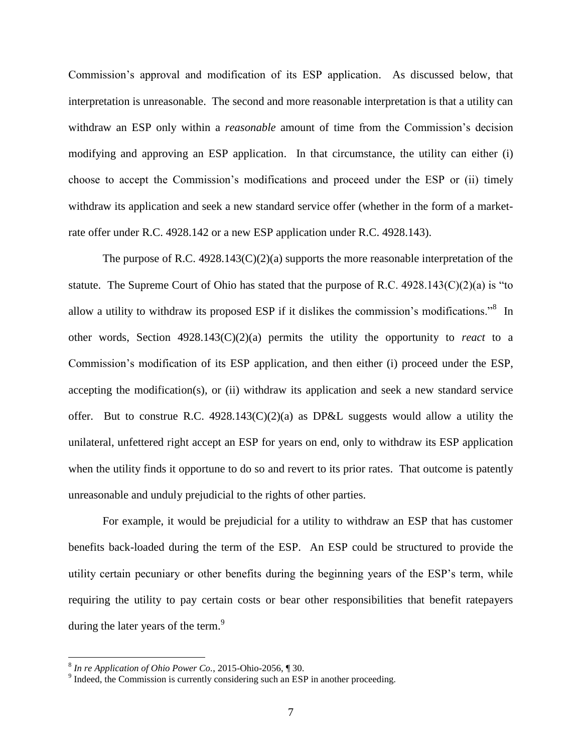Commission's approval and modification of its ESP application. As discussed below, that interpretation is unreasonable. The second and more reasonable interpretation is that a utility can withdraw an ESP only within a *reasonable* amount of time from the Commission's decision modifying and approving an ESP application. In that circumstance, the utility can either (i) choose to accept the Commission's modifications and proceed under the ESP or (ii) timely withdraw its application and seek a new standard service offer (whether in the form of a market-rate offer under R.C. 4928.142 or a new ESP application under R.C. 4928.143).

The purpose of R.C. 4928.143(C)(2)(a) supports the more reasonable interpretation of the statute. The Supreme Court of Ohio has stated that the purpose of R.C. 4928.143(C)(2)(a) is "to allow a utility to withdraw its proposed ESP if it dislikes the commission's modifications."[8] In other words, Section 4928.143(C)(2)(a) permits the utility the opportunity to *react* to a Commission's modification of its ESP application, and then either (i) proceed under the ESP, accepting the modification(s), or (ii) withdraw its application and seek a new standard service offer. But to construe R.C. 4928.143(C)(2)(a) as DP&L suggests would allow a utility the unilateral, unfettered right accept an ESP for years on end, only to withdraw its ESP application when the utility finds it opportune to do so and revert to its prior rates. That outcome is patently unreasonable and unduly prejudicial to the rights of other parties.

For example, it would be prejudicial for a utility to withdraw an ESP that has customer benefits back-loaded during the term of the ESP. An ESP could be structured to provide the utility certain pecuniary or other benefits during the beginning years of the ESP's term, while requiring the utility to pay certain costs or bear other responsibilities that benefit ratepayers during the later years of the term.[9]

---

[8] *In re Application of Ohio Power Co.*, 2015-Ohio-2056, ¶ 30.

[9] Indeed, the Commission is currently considering such an ESP in another proceeding.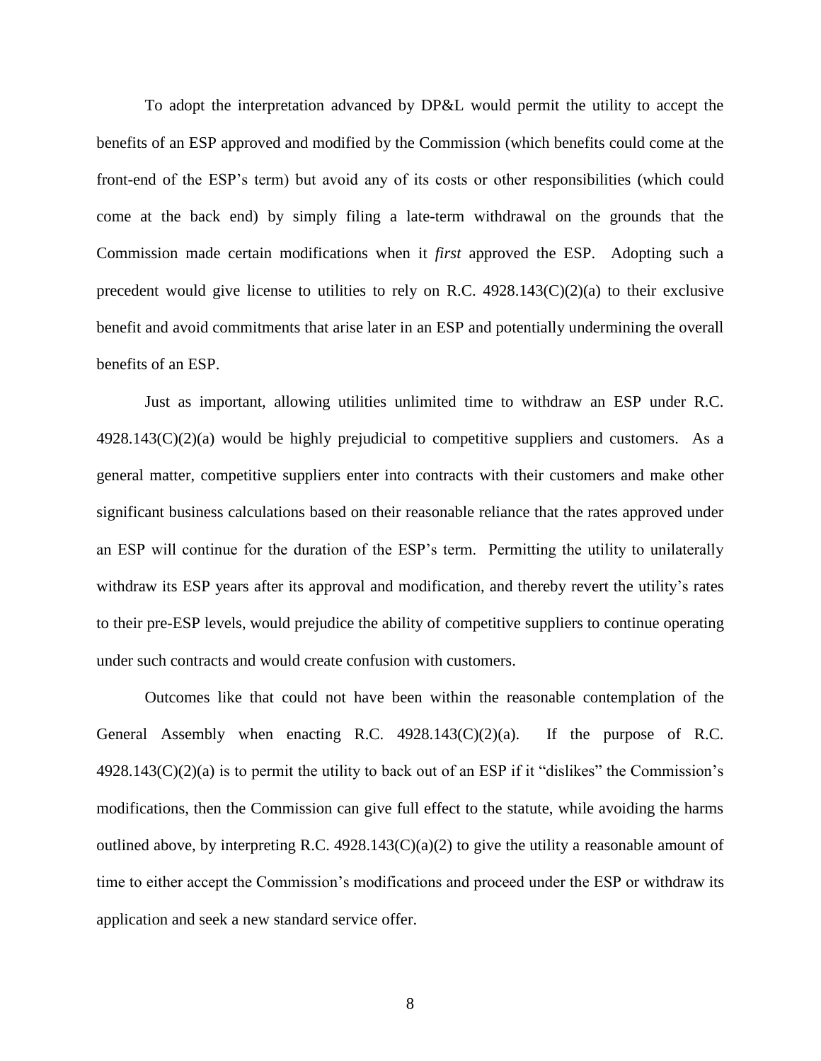To adopt the interpretation advanced by DP&L would permit the utility to accept the benefits of an ESP approved and modified by the Commission (which benefits could come at the front-end of the ESP's term) but avoid any of its costs or other responsibilities (which could come at the back end) by simply filing a late-term withdrawal on the grounds that the Commission made certain modifications when it *first* approved the ESP. Adopting such a precedent would give license to utilities to rely on R.C. 4928.143(C)(2)(a) to their exclusive benefit and avoid commitments that arise later in an ESP and potentially undermining the overall benefits of an ESP.

Just as important, allowing utilities unlimited time to withdraw an ESP under R.C. 4928.143(C)(2)(a) would be highly prejudicial to competitive suppliers and customers. As a general matter, competitive suppliers enter into contracts with their customers and make other significant business calculations based on their reasonable reliance that the rates approved under an ESP will continue for the duration of the ESP's term. Permitting the utility to unilaterally withdraw its ESP years after its approval and modification, and thereby revert the utility's rates to their pre-ESP levels, would prejudice the ability of competitive suppliers to continue operating under such contracts and would create confusion with customers.

Outcomes like that could not have been within the reasonable contemplation of the General Assembly when enacting R.C. 4928.143(C)(2)(a). If the purpose of R.C. 4928.143(C)(2)(a) is to permit the utility to back out of an ESP if it "dislikes" the Commission's modifications, then the Commission can give full effect to the statute, while avoiding the harms outlined above, by interpreting R.C. 4928.143(C)(a)(2) to give the utility a reasonable amount of time to either accept the Commission's modifications and proceed under the ESP or withdraw its application and seek a new standard service offer.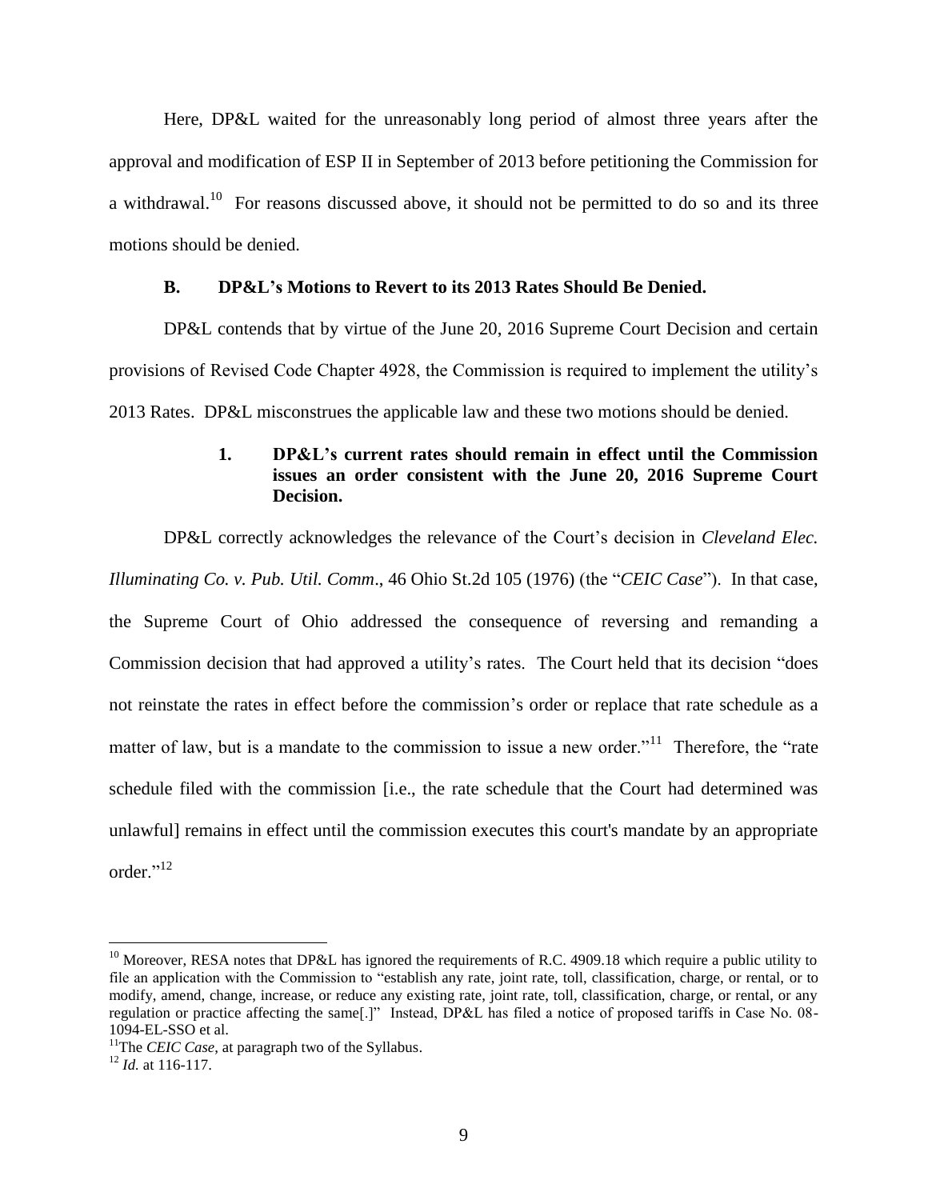Here, DP&L waited for the unreasonably long period of almost three years after the approval and modification of ESP II in September of 2013 before petitioning the Commission for a withdrawal.[10] For reasons discussed above, it should not be permitted to do so and its three motions should be denied.

### B. DP&L's Motions to Revert to its 2013 Rates Should Be Denied.

DP&L contends that by virtue of the June 20, 2016 Supreme Court Decision and certain provisions of Revised Code Chapter 4928, the Commission is required to implement the utility's 2013 Rates. DP&L misconstrues the applicable law and these two motions should be denied.

#### 1. DP&L's current rates should remain in effect until the Commission issues an order consistent with the June 20, 2016 Supreme Court Decision.

DP&L correctly acknowledges the relevance of the Court's decision in *Cleveland Elec. Illuminating Co. v. Pub. Util. Comm*., 46 Ohio St.2d 105 (1976) (the "*CEIC Case*"). In that case, the Supreme Court of Ohio addressed the consequence of reversing and remanding a Commission decision that had approved a utility's rates. The Court held that its decision "does not reinstate the rates in effect before the commission's order or replace that rate schedule as a matter of law, but is a mandate to the commission to issue a new order."[11] Therefore, the "rate schedule filed with the commission [i.e., the rate schedule that the Court had determined was unlawful] remains in effect until the commission executes this court's mandate by an appropriate order."[12]

---

[10] Moreover, RESA notes that DP&L has ignored the requirements of R.C. 4909.18 which require a public utility to file an application with the Commission to "establish any rate, joint rate, toll, classification, charge, or rental, or to modify, amend, change, increase, or reduce any existing rate, joint rate, toll, classification, charge, or rental, or any regulation or practice affecting the same[.]" Instead, DP&L has filed a notice of proposed tariffs in Case No. 08-1094-EL-SSO et al.

[11] The *CEIC Case*, at paragraph two of the Syllabus.

[12] *Id.* at 116-117.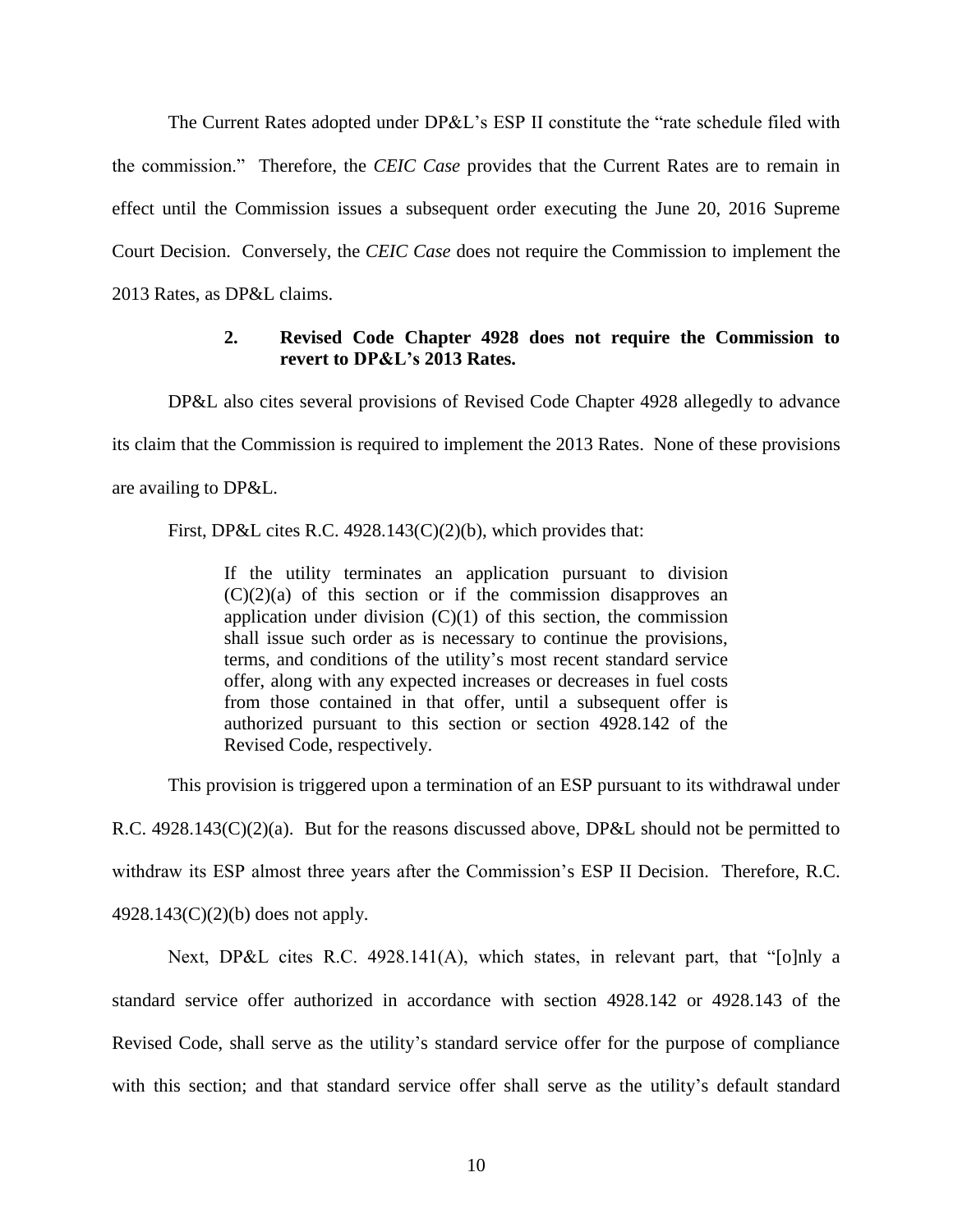The Current Rates adopted under DP&L's ESP II constitute the "rate schedule filed with the commission." Therefore, the *CEIC Case* provides that the Current Rates are to remain in effect until the Commission issues a subsequent order executing the June 20, 2016 Supreme Court Decision. Conversely, the *CEIC Case* does not require the Commission to implement the 2013 Rates, as DP&L claims.

### 2. Revised Code Chapter 4928 does not require the Commission to revert to DP&L's 2013 Rates.

DP&L also cites several provisions of Revised Code Chapter 4928 allegedly to advance its claim that the Commission is required to implement the 2013 Rates. None of these provisions are availing to DP&L.

First, DP&L cites R.C. 4928.143(C)(2)(b), which provides that:

> If the utility terminates an application pursuant to division (C)(2)(a) of this section or if the commission disapproves an application under division (C)(1) of this section, the commission shall issue such order as is necessary to continue the provisions, terms, and conditions of the utility's most recent standard service offer, along with any expected increases or decreases in fuel costs from those contained in that offer, until a subsequent offer is authorized pursuant to this section or section 4928.142 of the Revised Code, respectively.

This provision is triggered upon a termination of an ESP pursuant to its withdrawal under R.C. 4928.143(C)(2)(a). But for the reasons discussed above, DP&L should not be permitted to withdraw its ESP almost three years after the Commission's ESP II Decision. Therefore, R.C. 4928.143(C)(2)(b) does not apply.

Next, DP&L cites R.C. 4928.141(A), which states, in relevant part, that "[o]nly a standard service offer authorized in accordance with section 4928.142 or 4928.143 of the Revised Code, shall serve as the utility's standard service offer for the purpose of compliance with this section; and that standard service offer shall serve as the utility's default standard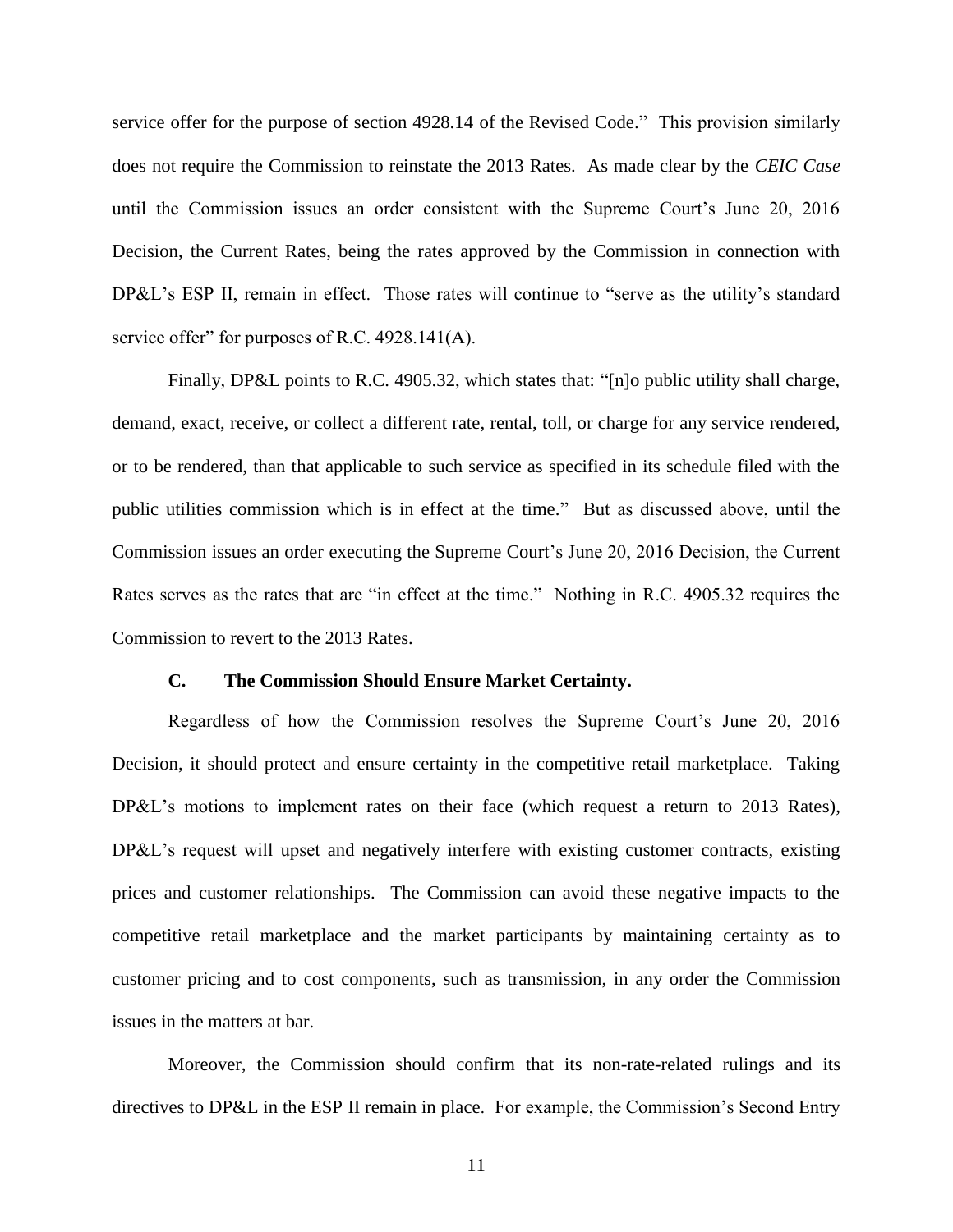service offer for the purpose of section 4928.14 of the Revised Code." This provision similarly does not require the Commission to reinstate the 2013 Rates. As made clear by the *CEIC Case* until the Commission issues an order consistent with the Supreme Court's June 20, 2016 Decision, the Current Rates, being the rates approved by the Commission in connection with DP&L's ESP II, remain in effect. Those rates will continue to "serve as the utility's standard service offer" for purposes of R.C. 4928.141(A).

Finally, DP&L points to R.C. 4905.32, which states that: "[n]o public utility shall charge, demand, exact, receive, or collect a different rate, rental, toll, or charge for any service rendered, or to be rendered, than that applicable to such service as specified in its schedule filed with the public utilities commission which is in effect at the time." But as discussed above, until the Commission issues an order executing the Supreme Court's June 20, 2016 Decision, the Current Rates serves as the rates that are "in effect at the time." Nothing in R.C. 4905.32 requires the Commission to revert to the 2013 Rates.

### C. The Commission Should Ensure Market Certainty.

Regardless of how the Commission resolves the Supreme Court's June 20, 2016 Decision, it should protect and ensure certainty in the competitive retail marketplace. Taking DP&L's motions to implement rates on their face (which request a return to 2013 Rates), DP&L's request will upset and negatively interfere with existing customer contracts, existing prices and customer relationships. The Commission can avoid these negative impacts to the competitive retail marketplace and the market participants by maintaining certainty as to customer pricing and to cost components, such as transmission, in any order the Commission issues in the matters at bar.

Moreover, the Commission should confirm that its non-rate-related rulings and its directives to DP&L in the ESP II remain in place. For example, the Commission's Second Entry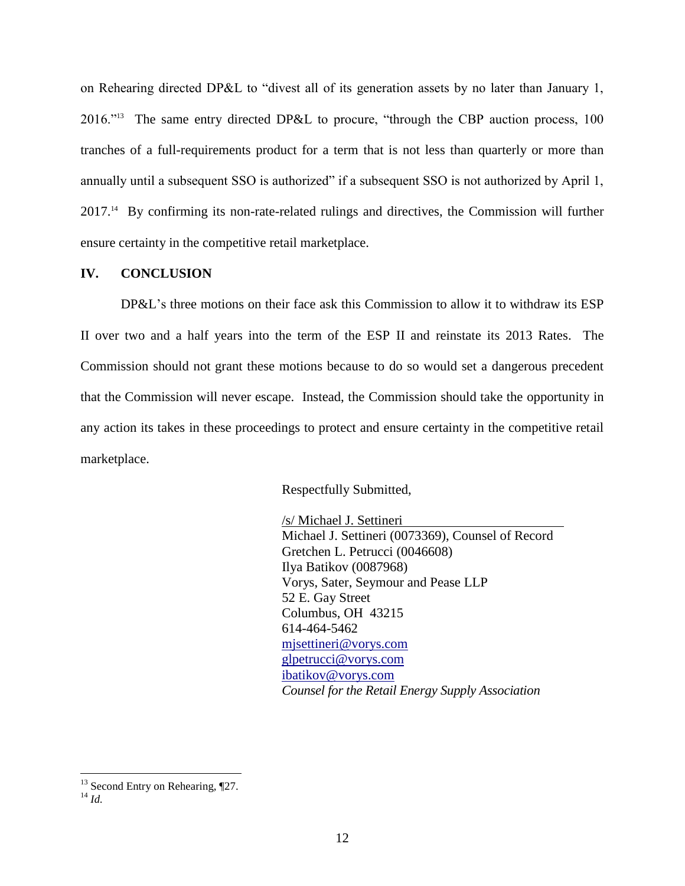on Rehearing directed DP&L to "divest all of its generation assets by no later than January 1, 2016."[13] The same entry directed DP&L to procure, "through the CBP auction process, 100 tranches of a full-requirements product for a term that is not less than quarterly or more than annually until a subsequent SSO is authorized" if a subsequent SSO is not authorized by April 1, 2017.[14] By confirming its non-rate-related rulings and directives, the Commission will further ensure certainty in the competitive retail marketplace.

## IV. CONCLUSION

DP&L's three motions on their face ask this Commission to allow it to withdraw its ESP II over two and a half years into the term of the ESP II and reinstate its 2013 Rates. The Commission should not grant these motions because to do so would set a dangerous precedent that the Commission will never escape. Instead, the Commission should take the opportunity in any action its takes in these proceedings to protect and ensure certainty in the competitive retail marketplace.

Respectfully Submitted,

/s/ Michael J. Settineri
Michael J. Settineri (0073369), Counsel of Record
Gretchen L. Petrucci (0046608)
Ilya Batikov (0087968)
Vorys, Sater, Seymour and Pease LLP
52 E. Gay Street
Columbus, OH 43215
614-464-5462
mjsettineri@vorys.com
glpetrucci@vorys.com
ibatikov@vorys.com
*Counsel for the Retail Energy Supply Association*

---

[13] Second Entry on Rehearing, ¶27.
[14] *Id.*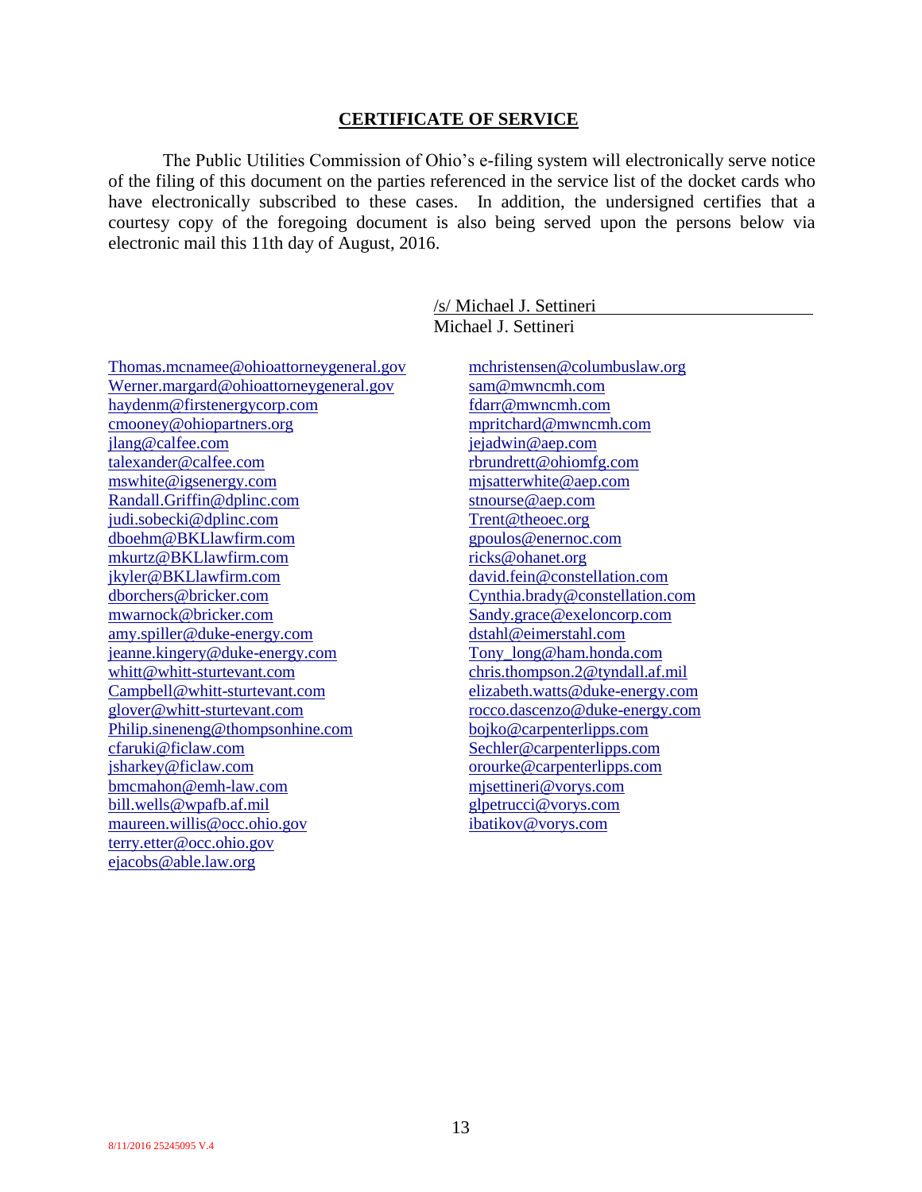## CERTIFICATE OF SERVICE

The Public Utilities Commission of Ohio's e-filing system will electronically serve notice of the filing of this document on the parties referenced in the service list of the docket cards who have electronically subscribed to these cases. In addition, the undersigned certifies that a courtesy copy of the foregoing document is also being served upon the persons below via electronic mail this 11th day of August, 2016.

/s/ Michael J. Settineri
Michael J. Settineri

Thomas.mcnamee@ohioattorneygeneral.gov
Werner.margard@ohioattorneygeneral.gov
haydenm@firstenergycorp.com
cmooney@ohiopartners.org
jlang@calfee.com
talexander@calfee.com
mswhite@igsenergy.com
Randall.Griffin@dplinc.com
judi.sobecki@dplinc.com
dboehm@BKLlawfirm.com
mkurtz@BKLlawfirm.com
jkyler@BKLlawfirm.com
dborchers@bricker.com
mwarnock@bricker.com
amy.spiller@duke-energy.com
jeanne.kingery@duke-energy.com
whitt@whitt-sturtevant.com
Campbell@whitt-sturtevant.com
glover@whitt-sturtevant.com
Philip.sineneng@thompsonhine.com
cfaruki@ficlaw.com
jsharkey@ficlaw.com
bmcmahon@emh-law.com
bill.wells@wpafb.af.mil
maureen.willis@occ.ohio.gov
terry.etter@occ.ohio.gov
ejacobs@able.law.org
mchristensen@columbuslaw.org
sam@mwncmh.com
fdarr@mwncmh.com
mpritchard@mwncmh.com
jejadwin@aep.com
rbrundrett@ohiomfg.com
mjsatterwhite@aep.com
stnourse@aep.com
Trent@theoec.org
gpoulos@enernoc.com
ricks@ohanet.org
david.fein@constellation.com
Cynthia.brady@constellation.com
Sandy.grace@exeloncorp.com
dstahl@eimerstahl.com
Tony_long@ham.honda.com
chris.thompson.2@tyndall.af.mil
elizabeth.watts@duke-energy.com
rocco.dascenzo@duke-energy.com
bojko@carpenterlipps.com
Sechler@carpenterlipps.com
orourke@carpenterlipps.com
mjsettineri@vorys.com
glpetrucci@vorys.com
ibatikov@vorys.com

8/11/2016 25245095 V.4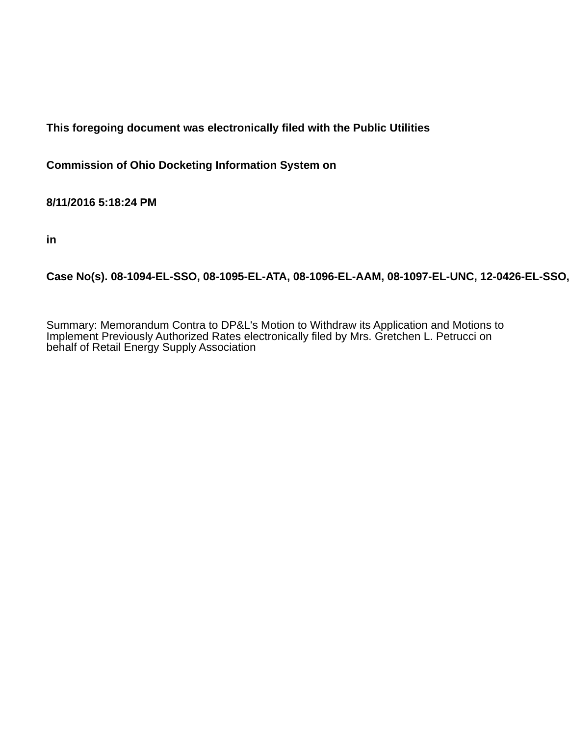**This foregoing document was electronically filed with the Public Utilities**

**Commission of Ohio Docketing Information System on**

**8/11/2016 5:18:24 PM**

**in**

**Case No(s). 08-1094-EL-SSO, 08-1095-EL-ATA, 08-1096-EL-AAM, 08-1097-EL-UNC, 12-0426-EL-SSO,**

Summary: Memorandum Contra to DP&L's Motion to Withdraw its Application and Motions to Implement Previously Authorized Rates electronically filed by Mrs. Gretchen L. Petrucci on behalf of Retail Energy Supply Association